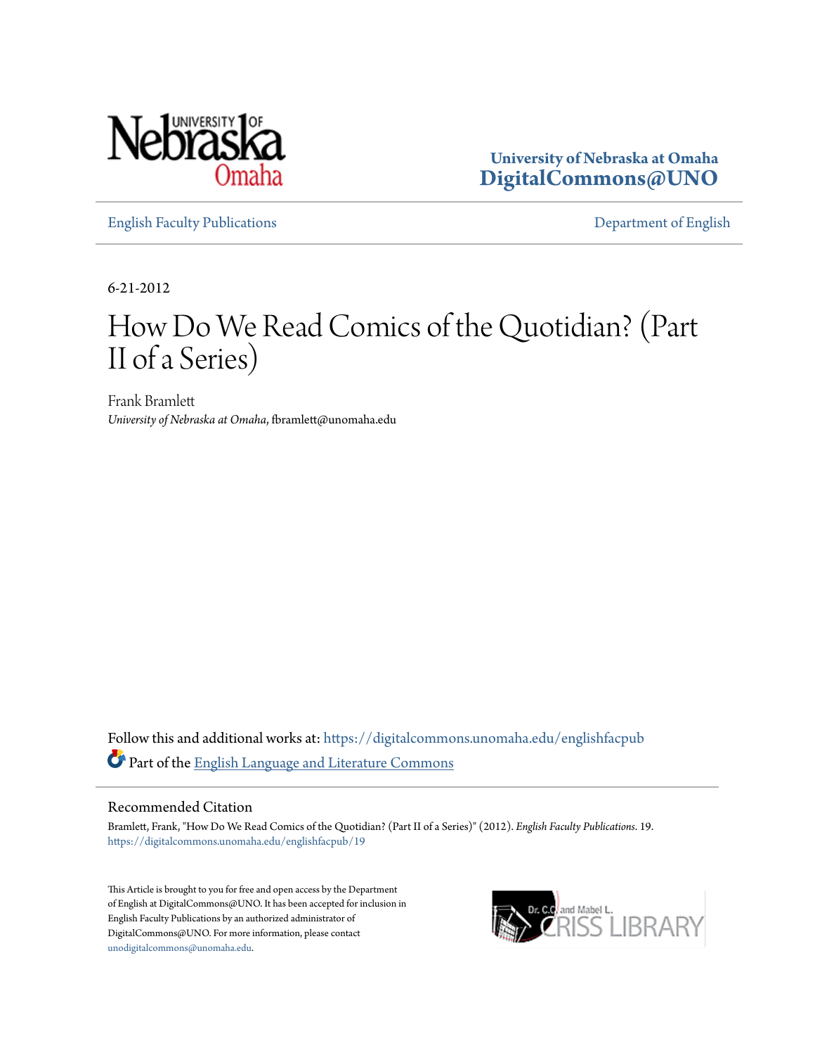University of Nebraska at Omaha
DigitalCommons@UNO

English Faculty Publications | Department of English

6-21-2012

# How Do We Read Comics of the Quotidian? (Part II of a Series)

Frank Bramlett
*University of Nebraska at Omaha*, fbramlett@unomaha.edu

Follow this and additional works at: https://digitalcommons.unomaha.edu/englishfacpub

Part of the English Language and Literature Commons

## Recommended Citation

Bramlett, Frank, "How Do We Read Comics of the Quotidian? (Part II of a Series)" (2012). *English Faculty Publications*. 19.
https://digitalcommons.unomaha.edu/englishfacpub/19

This Article is brought to you for free and open access by the Department of English at DigitalCommons@UNO. It has been accepted for inclusion in English Faculty Publications by an authorized administrator of DigitalCommons@UNO. For more information, please contact unodigitalcommons@unomaha.edu.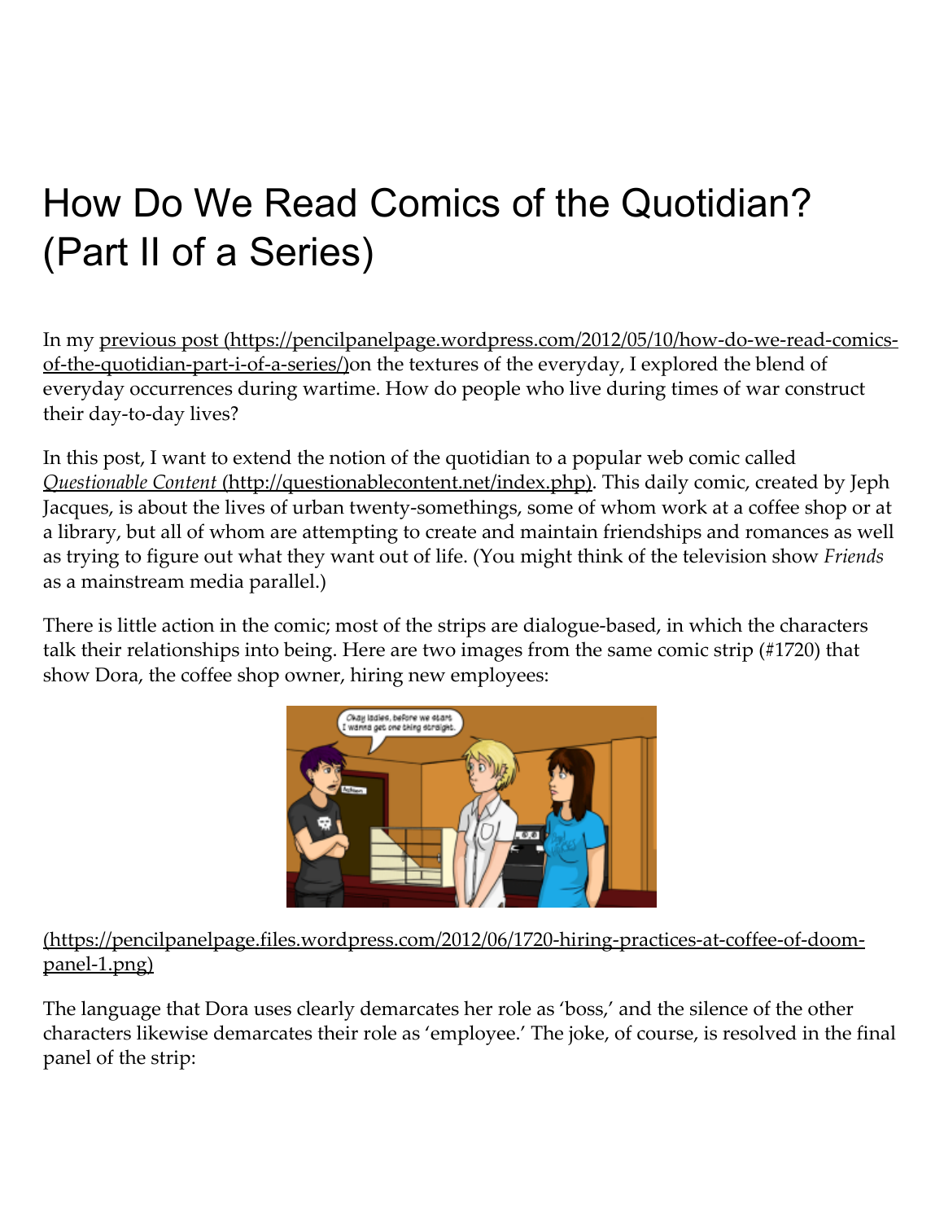# How Do We Read Comics of the Quotidian? (Part II of a Series)

In my previous post (https://pencilpanelpage.wordpress.com/2012/05/10/how-do-we-read-comics-of-the-quotidian-part-i-of-a-series/)on the textures of the everyday, I explored the blend of everyday occurrences during wartime. How do people who live during times of war construct their day-to-day lives?

In this post, I want to extend the notion of the quotidian to a popular web comic called *Questionable Content* (http://questionablecontent.net/index.php). This daily comic, created by Jeph Jacques, is about the lives of urban twenty-somethings, some of whom work at a coffee shop or at a library, but all of whom are attempting to create and maintain friendships and romances as well as trying to figure out what they want out of life. (You might think of the television show *Friends* as a mainstream media parallel.)

There is little action in the comic; most of the strips are dialogue-based, in which the characters talk their relationships into being. Here are two images from the same comic strip (#1720) that show Dora, the coffee shop owner, hiring new employees:

(https://pencilpanelpage.files.wordpress.com/2012/06/1720-hiring-practices-at-coffee-of-doom-panel-1.png)

The language that Dora uses clearly demarcates her role as 'boss,' and the silence of the other characters likewise demarcates their role as 'employee.' The joke, of course, is resolved in the final panel of the strip: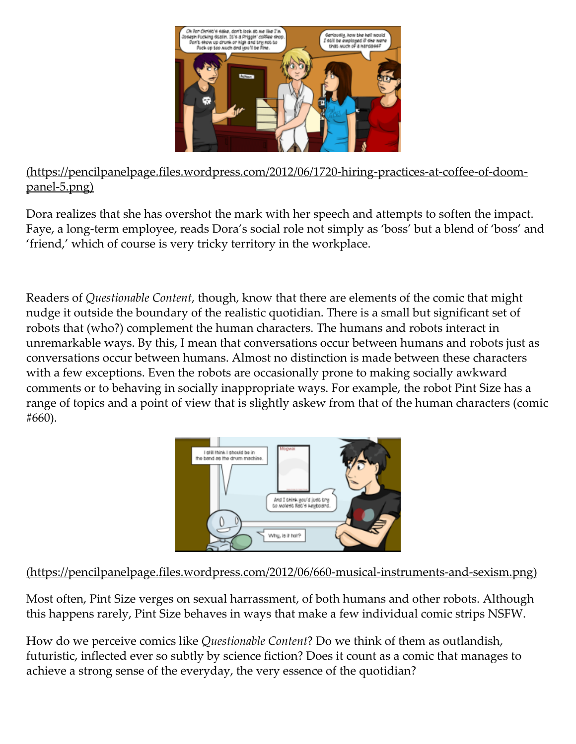(https://pencilpanelpage.files.wordpress.com/2012/06/1720-hiring-practices-at-coffee-of-doom-panel-5.png)

Dora realizes that she has overshot the mark with her speech and attempts to soften the impact. Faye, a long-term employee, reads Dora's social role not simply as 'boss' but a blend of 'boss' and 'friend,' which of course is very tricky territory in the workplace.

Readers of *Questionable Content*, though, know that there are elements of the comic that might nudge it outside the boundary of the realistic quotidian. There is a small but significant set of robots that (who?) complement the human characters. The humans and robots interact in unremarkable ways. By this, I mean that conversations occur between humans and robots just as conversations occur between humans. Almost no distinction is made between these characters with a few exceptions. Even the robots are occasionally prone to making socially awkward comments or to behaving in socially inappropriate ways. For example, the robot Pint Size has a range of topics and a point of view that is slightly askew from that of the human characters (comic #660).

(https://pencilpanelpage.files.wordpress.com/2012/06/660-musical-instruments-and-sexism.png)

Most often, Pint Size verges on sexual harrassment, of both humans and other robots. Although this happens rarely, Pint Size behaves in ways that make a few individual comic strips NSFW.

How do we perceive comics like *Questionable Content*? Do we think of them as outlandish, futuristic, inflected ever so subtly by science fiction? Does it count as a comic that manages to achieve a strong sense of the everyday, the very essence of the quotidian?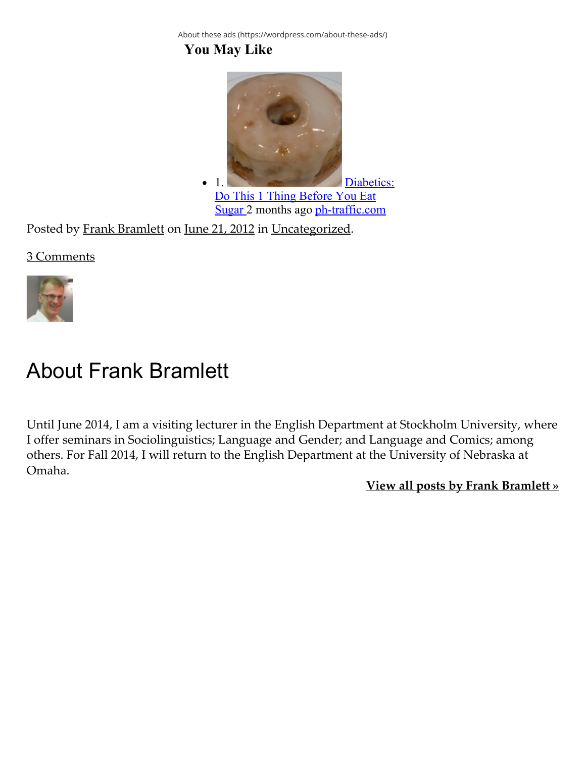About these ads (https://wordpress.com/about-these-ads/)

**You May Like**

1. Diabetics: Do This 1 Thing Before You Eat Sugar 2 months ago ph-traffic.com

Posted by Frank Bramlett on June 21, 2012 in Uncategorized.

3 Comments

# About Frank Bramlett

Until June 2014, I am a visiting lecturer in the English Department at Stockholm University, where I offer seminars in Sociolinguistics; Language and Gender; and Language and Comics; among others. For Fall 2014, I will return to the English Department at the University of Nebraska at Omaha.

**View all posts by Frank Bramlett »**